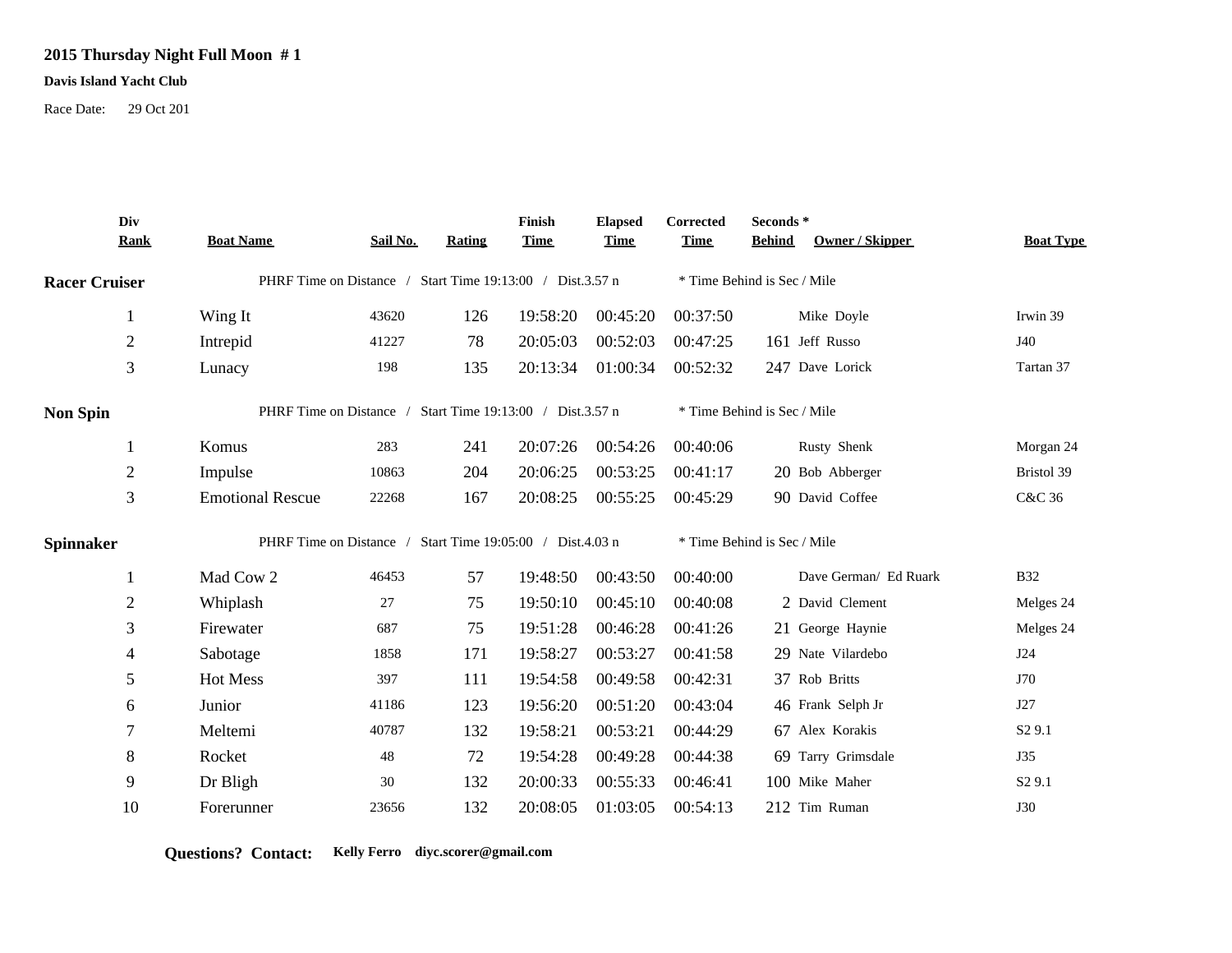**2015 Thursday Night Full Moon # 1**

**Davis Island Yacht Club**

Race Date: 29 Oct 201

| Div Rank | Boat Name | Sail No. | Rating | Finish Time | Elapsed Time | Corrected Time | Seconds * Behind | Owner / Skipper | Boat Type |
|---|---|---|---|---|---|---|---|---|---|
| **Racer Cruiser** | PHRF Time on Distance / Start Time 19:13:00 / Dist.3.57 n | | | | | * Time Behind is Sec / Mile | | | |
| 1 | Wing It | 43620 | 126 | 19:58:20 | 00:45:20 | 00:37:50 | | Mike Doyle | Irwin 39 |
| 2 | Intrepid | 41227 | 78 | 20:05:03 | 00:52:03 | 00:47:25 | 161 | Jeff Russo | J40 |
| 3 | Lunacy | 198 | 135 | 20:13:34 | 01:00:34 | 00:52:32 | 247 | Dave Lorick | Tartan 37 |
| **Non Spin** | PHRF Time on Distance / Start Time 19:13:00 / Dist.3.57 n | | | | | * Time Behind is Sec / Mile | | | |
| 1 | Komus | 283 | 241 | 20:07:26 | 00:54:26 | 00:40:06 | | Rusty Shenk | Morgan 24 |
| 2 | Impulse | 10863 | 204 | 20:06:25 | 00:53:25 | 00:41:17 | 20 | Bob Abberger | Bristol 39 |
| 3 | Emotional Rescue | 22268 | 167 | 20:08:25 | 00:55:25 | 00:45:29 | 90 | David Coffee | C&C 36 |
| **Spinnaker** | PHRF Time on Distance / Start Time 19:05:00 / Dist.4.03 n | | | | | * Time Behind is Sec / Mile | | | |
| 1 | Mad Cow 2 | 46453 | 57 | 19:48:50 | 00:43:50 | 00:40:00 | | Dave German/ Ed Ruark | B32 |
| 2 | Whiplash | 27 | 75 | 19:50:10 | 00:45:10 | 00:40:08 | 2 | David Clement | Melges 24 |
| 3 | Firewater | 687 | 75 | 19:51:28 | 00:46:28 | 00:41:26 | 21 | George Haynie | Melges 24 |
| 4 | Sabotage | 1858 | 171 | 19:58:27 | 00:53:27 | 00:41:58 | 29 | Nate Vilardebo | J24 |
| 5 | Hot Mess | 397 | 111 | 19:54:58 | 00:49:58 | 00:42:31 | 37 | Rob Britts | J70 |
| 6 | Junior | 41186 | 123 | 19:56:20 | 00:51:20 | 00:43:04 | 46 | Frank Selph Jr | J27 |
| 7 | Meltemi | 40787 | 132 | 19:58:21 | 00:53:21 | 00:44:29 | 67 | Alex Korakis | S2 9.1 |
| 8 | Rocket | 48 | 72 | 19:54:28 | 00:49:28 | 00:44:38 | 69 | Tarry Grimsdale | J35 |
| 9 | Dr Bligh | 30 | 132 | 20:00:33 | 00:55:33 | 00:46:41 | 100 | Mike Maher | S2 9.1 |
| 10 | Forerunner | 23656 | 132 | 20:08:05 | 01:03:05 | 00:54:13 | 212 | Tim Ruman | J30 |

**Questions? Contact:** **Kelly Ferro diyc.scorer@gmail.com**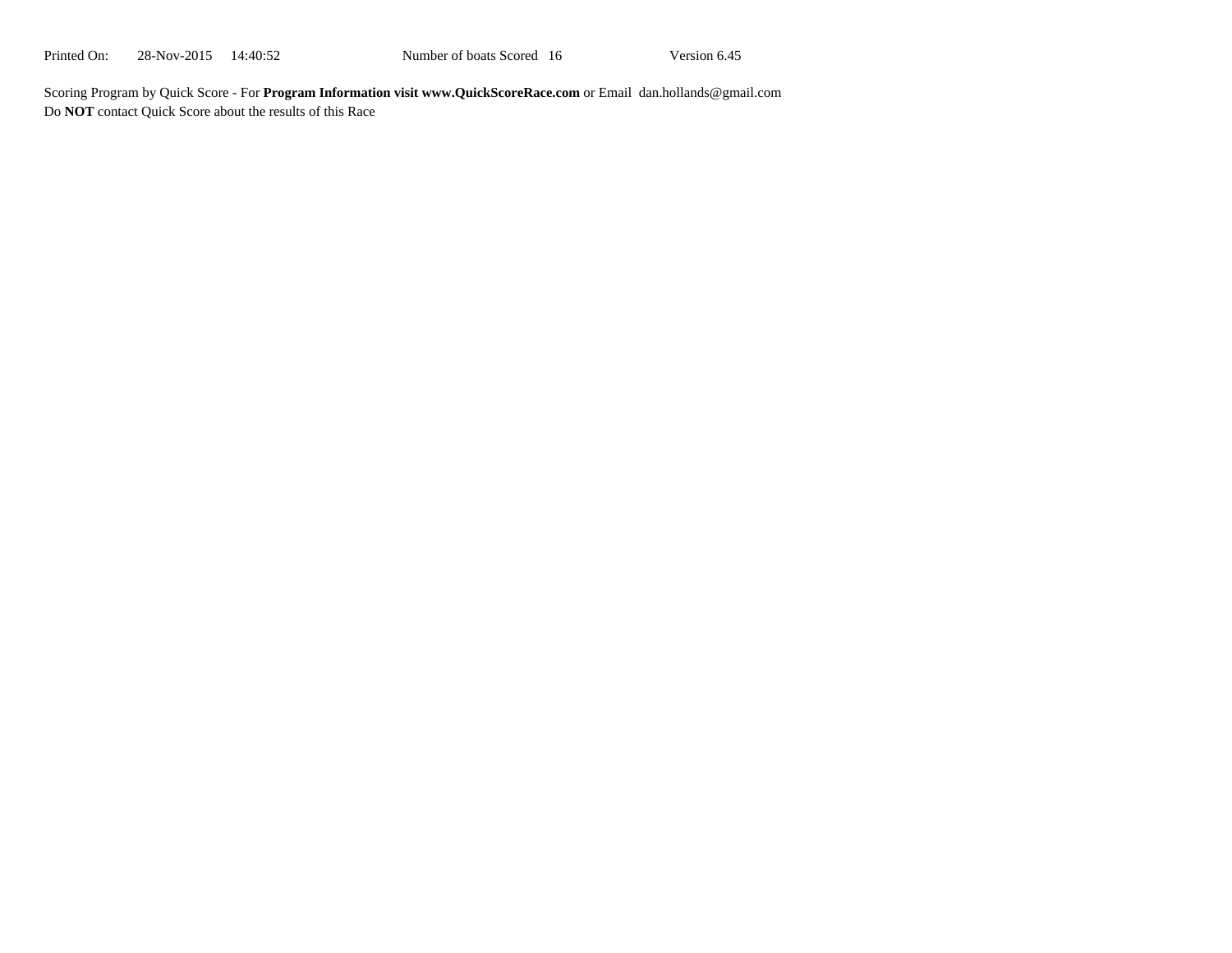Printed On: 28-Nov-2015 14:40:52 Number of boats Scored 16 Version 6.45

Scoring Program by Quick Score - For **Program Information visit www.QuickScoreRace.com** or Email dan.hollands@gmail.com
Do **NOT** contact Quick Score about the results of this Race